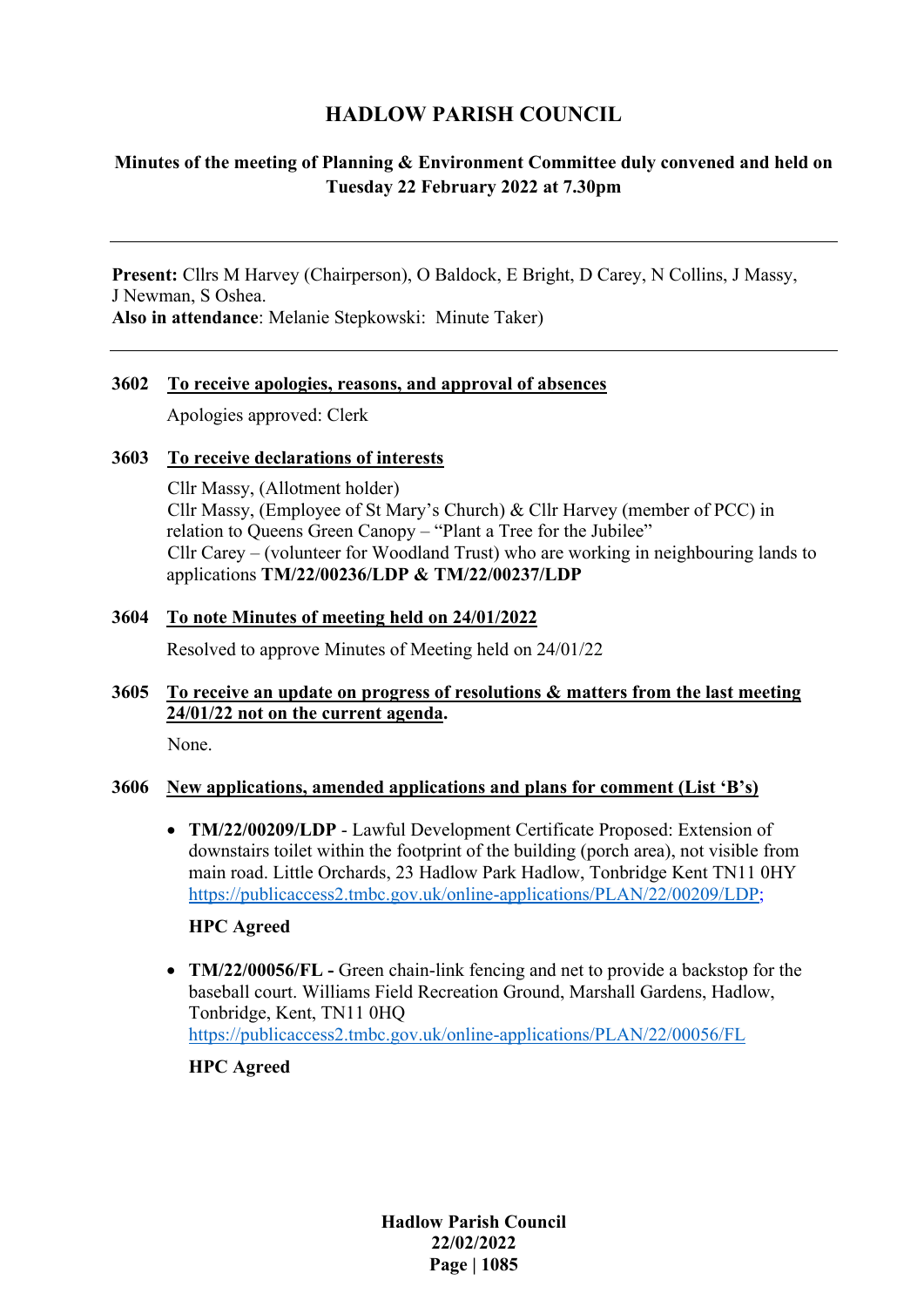# HADLOW PARISH COUNCIL

## Minutes of the meeting of Planning & Environment Committee duly convened and held on Tuesday 22 February 2022 at 7.30pm

---

**Present:** Cllrs M Harvey (Chairperson), O Baldock, E Bright, D Carey, N Collins, J Massy, J Newman, S Oshea.
**Also in attendance**: Melanie Stepkowski: Minute Taker)

---

**3602 To receive apologies, reasons, and approval of absences**

Apologies approved: Clerk

**3603 To receive declarations of interests**

Cllr Massy, (Allotment holder)
Cllr Massy, (Employee of St Mary's Church) & Cllr Harvey (member of PCC) in relation to Queens Green Canopy – "Plant a Tree for the Jubilee"
Cllr Carey – (volunteer for Woodland Trust) who are working in neighbouring lands to applications **TM/22/00236/LDP & TM/22/00237/LDP**

**3604 To note Minutes of meeting held on 24/01/2022**

Resolved to approve Minutes of Meeting held on 24/01/22

**3605 To receive an update on progress of resolutions & matters from the last meeting 24/01/22 not on the current agenda.**

None.

**3606 New applications, amended applications and plans for comment (List 'B's)**

- **TM/22/00209/LDP** - Lawful Development Certificate Proposed: Extension of downstairs toilet within the footprint of the building (porch area), not visible from main road. Little Orchards, 23 Hadlow Park Hadlow, Tonbridge Kent TN11 0HY https://publicaccess2.tmbc.gov.uk/online-applications/PLAN/22/00209/LDP;

  **HPC Agreed**

- **TM/22/00056/FL -** Green chain-link fencing and net to provide a backstop for the baseball court. Williams Field Recreation Ground, Marshall Gardens, Hadlow, Tonbridge, Kent, TN11 0HQ https://publicaccess2.tmbc.gov.uk/online-applications/PLAN/22/00056/FL

  **HPC Agreed**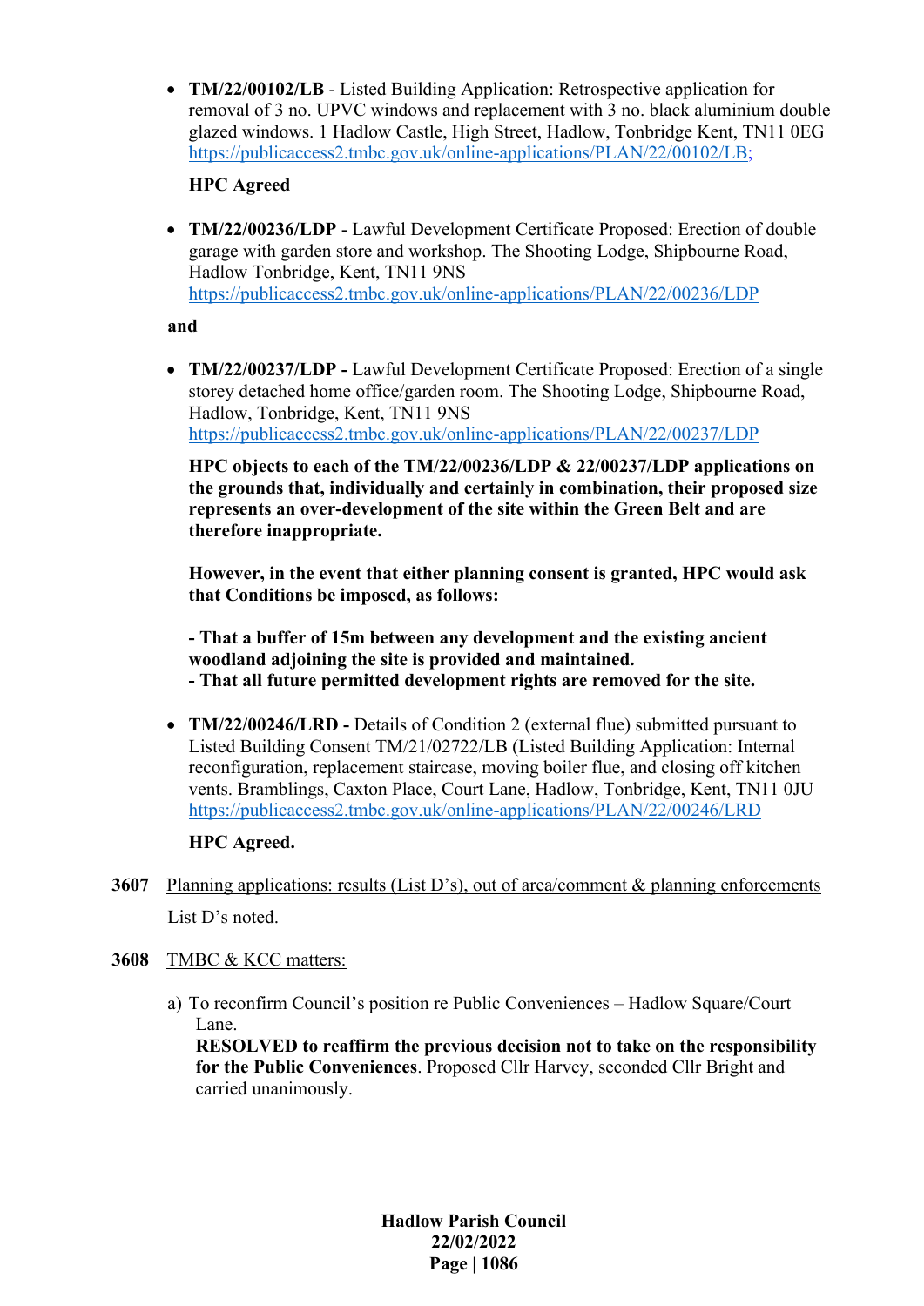- **TM/22/00102/LB** - Listed Building Application: Retrospective application for removal of 3 no. UPVC windows and replacement with 3 no. black aluminium double glazed windows. 1 Hadlow Castle, High Street, Hadlow, Tonbridge Kent, TN11 0EG https://publicaccess2.tmbc.gov.uk/online-applications/PLAN/22/00102/LB;

  **HPC Agreed**

- **TM/22/00236/LDP** - Lawful Development Certificate Proposed: Erection of double garage with garden store and workshop. The Shooting Lodge, Shipbourne Road, Hadlow Tonbridge, Kent, TN11 9NS https://publicaccess2.tmbc.gov.uk/online-applications/PLAN/22/00236/LDP

**and**

- **TM/22/00237/LDP -** Lawful Development Certificate Proposed: Erection of a single storey detached home office/garden room. The Shooting Lodge, Shipbourne Road, Hadlow, Tonbridge, Kent, TN11 9NS https://publicaccess2.tmbc.gov.uk/online-applications/PLAN/22/00237/LDP

  **HPC objects to each of the TM/22/00236/LDP & 22/00237/LDP applications on the grounds that, individually and certainly in combination, their proposed size represents an over-development of the site within the Green Belt and are therefore inappropriate.**

  **However, in the event that either planning consent is granted, HPC would ask that Conditions be imposed, as follows:**

  **- That a buffer of 15m between any development and the existing ancient woodland adjoining the site is provided and maintained.**
  **- That all future permitted development rights are removed for the site.**

- **TM/22/00246/LRD -** Details of Condition 2 (external flue) submitted pursuant to Listed Building Consent TM/21/02722/LB (Listed Building Application: Internal reconfiguration, replacement staircase, moving boiler flue, and closing off kitchen vents. Bramblings, Caxton Place, Court Lane, Hadlow, Tonbridge, Kent, TN11 0JU https://publicaccess2.tmbc.gov.uk/online-applications/PLAN/22/00246/LRD

  **HPC Agreed.**

**3607** Planning applications: results (List D's), out of area/comment & planning enforcements

List D's noted.

**3608** TMBC & KCC matters:

a) To reconfirm Council's position re Public Conveniences – Hadlow Square/Court Lane.
**RESOLVED to reaffirm the previous decision not to take on the responsibility for the Public Conveniences**. Proposed Cllr Harvey, seconded Cllr Bright and carried unanimously.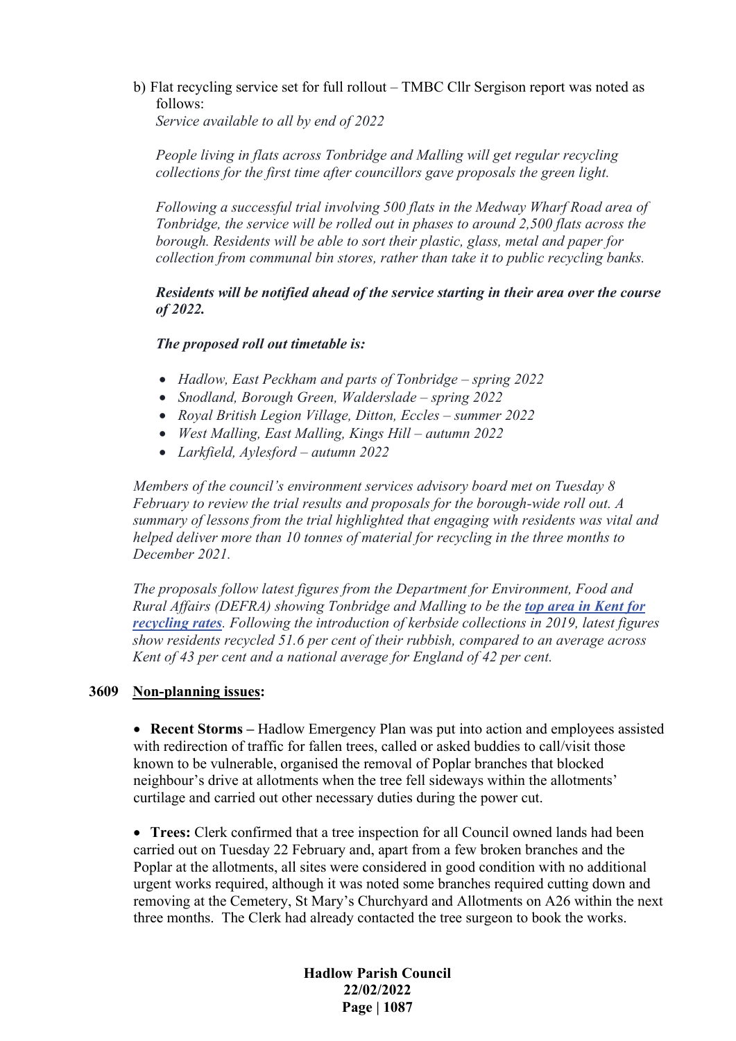b) Flat recycling service set for full rollout – TMBC Cllr Sergison report was noted as follows:

*Service available to all by end of 2022*

*People living in flats across Tonbridge and Malling will get regular recycling collections for the first time after councillors gave proposals the green light.*

*Following a successful trial involving 500 flats in the Medway Wharf Road area of Tonbridge, the service will be rolled out in phases to around 2,500 flats across the borough. Residents will be able to sort their plastic, glass, metal and paper for collection from communal bin stores, rather than take it to public recycling banks.*

***Residents will be notified ahead of the service starting in their area over the course of 2022.***

***The proposed roll out timetable is:***

- *Hadlow, East Peckham and parts of Tonbridge – spring 2022*
- *Snodland, Borough Green, Walderslade – spring 2022*
- *Royal British Legion Village, Ditton, Eccles – summer 2022*
- *West Malling, East Malling, Kings Hill – autumn 2022*
- *Larkfield, Aylesford – autumn 2022*

*Members of the council's environment services advisory board met on Tuesday 8 February to review the trial results and proposals for the borough-wide roll out. A summary of lessons from the trial highlighted that engaging with residents was vital and helped deliver more than 10 tonnes of material for recycling in the three months to December 2021.*

*The proposals follow latest figures from the Department for Environment, Food and Rural Affairs (DEFRA) showing Tonbridge and Malling to be the* ***top area in Kent for recycling rates****. Following the introduction of kerbside collections in 2019, latest figures show residents recycled 51.6 per cent of their rubbish, compared to an average across Kent of 43 per cent and a national average for England of 42 per cent.*

**3609 Non-planning issues:**

- **Recent Storms –** Hadlow Emergency Plan was put into action and employees assisted with redirection of traffic for fallen trees, called or asked buddies to call/visit those known to be vulnerable, organised the removal of Poplar branches that blocked neighbour's drive at allotments when the tree fell sideways within the allotments' curtilage and carried out other necessary duties during the power cut.

- **Trees:** Clerk confirmed that a tree inspection for all Council owned lands had been carried out on Tuesday 22 February and, apart from a few broken branches and the Poplar at the allotments, all sites were considered in good condition with no additional urgent works required, although it was noted some branches required cutting down and removing at the Cemetery, St Mary's Churchyard and Allotments on A26 within the next three months. The Clerk had already contacted the tree surgeon to book the works.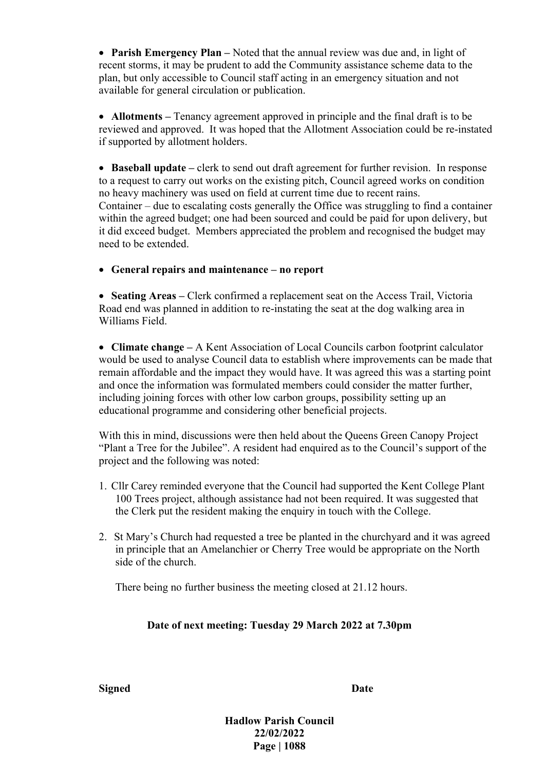- **Parish Emergency Plan –** Noted that the annual review was due and, in light of recent storms, it may be prudent to add the Community assistance scheme data to the plan, but only accessible to Council staff acting in an emergency situation and not available for general circulation or publication.

- **Allotments –** Tenancy agreement approved in principle and the final draft is to be reviewed and approved. It was hoped that the Allotment Association could be re-instated if supported by allotment holders.

- **Baseball update –** clerk to send out draft agreement for further revision. In response to a request to carry out works on the existing pitch, Council agreed works on condition no heavy machinery was used on field at current time due to recent rains.
Container – due to escalating costs generally the Office was struggling to find a container within the agreed budget; one had been sourced and could be paid for upon delivery, but it did exceed budget. Members appreciated the problem and recognised the budget may need to be extended.

- **General repairs and maintenance – no report**

- **Seating Areas –** Clerk confirmed a replacement seat on the Access Trail, Victoria Road end was planned in addition to re-instating the seat at the dog walking area in Williams Field.

- **Climate change –** A Kent Association of Local Councils carbon footprint calculator would be used to analyse Council data to establish where improvements can be made that remain affordable and the impact they would have. It was agreed this was a starting point and once the information was formulated members could consider the matter further, including joining forces with other low carbon groups, possibility setting up an educational programme and considering other beneficial projects.

With this in mind, discussions were then held about the Queens Green Canopy Project "Plant a Tree for the Jubilee". A resident had enquired as to the Council's support of the project and the following was noted:

1. Cllr Carey reminded everyone that the Council had supported the Kent College Plant 100 Trees project, although assistance had not been required. It was suggested that the Clerk put the resident making the enquiry in touch with the College.

2. St Mary's Church had requested a tree be planted in the churchyard and it was agreed in principle that an Amelanchier or Cherry Tree would be appropriate on the North side of the church.

There being no further business the meeting closed at 21.12 hours.

**Date of next meeting: Tuesday 29 March 2022 at 7.30pm**

**Signed** **Date**